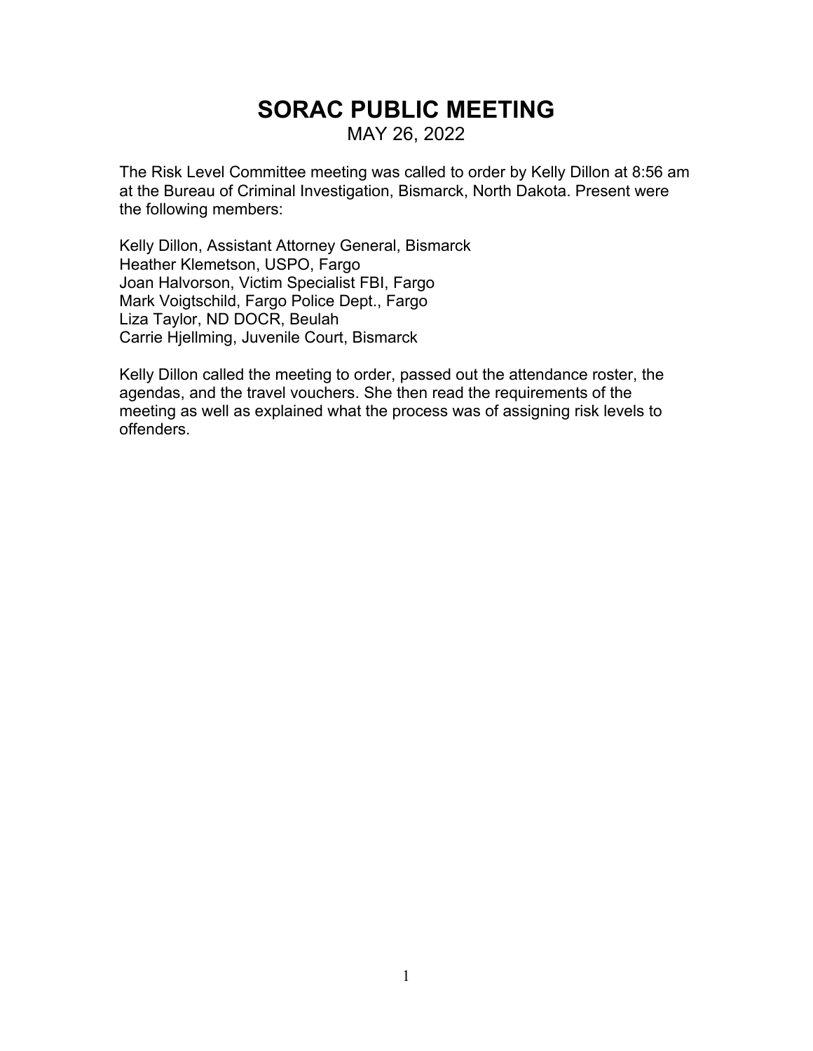# SORAC PUBLIC MEETING

MAY 26, 2022

The Risk Level Committee meeting was called to order by Kelly Dillon at 8:56 am at the Bureau of Criminal Investigation, Bismarck, North Dakota. Present were the following members:

Kelly Dillon, Assistant Attorney General, Bismarck
Heather Klemetson, USPO, Fargo
Joan Halvorson, Victim Specialist FBI, Fargo
Mark Voigtschild, Fargo Police Dept., Fargo
Liza Taylor, ND DOCR, Beulah
Carrie Hjellming, Juvenile Court, Bismarck

Kelly Dillon called the meeting to order, passed out the attendance roster, the agendas, and the travel vouchers. She then read the requirements of the meeting as well as explained what the process was of assigning risk levels to offenders.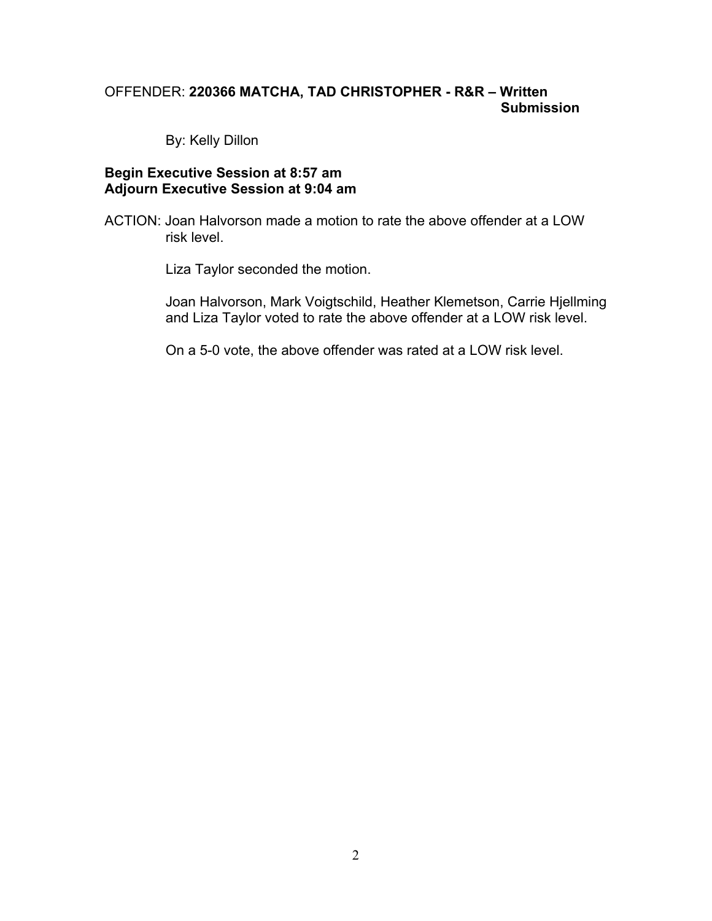OFFENDER: **220366 MATCHA, TAD CHRISTOPHER - R&R – Written Submission**

By: Kelly Dillon

**Begin Executive Session at 8:57 am**
**Adjourn Executive Session at 9:04 am**

ACTION: Joan Halvorson made a motion to rate the above offender at a LOW risk level.

Liza Taylor seconded the motion.

Joan Halvorson, Mark Voigtschild, Heather Klemetson, Carrie Hjellming and Liza Taylor voted to rate the above offender at a LOW risk level.

On a 5-0 vote, the above offender was rated at a LOW risk level.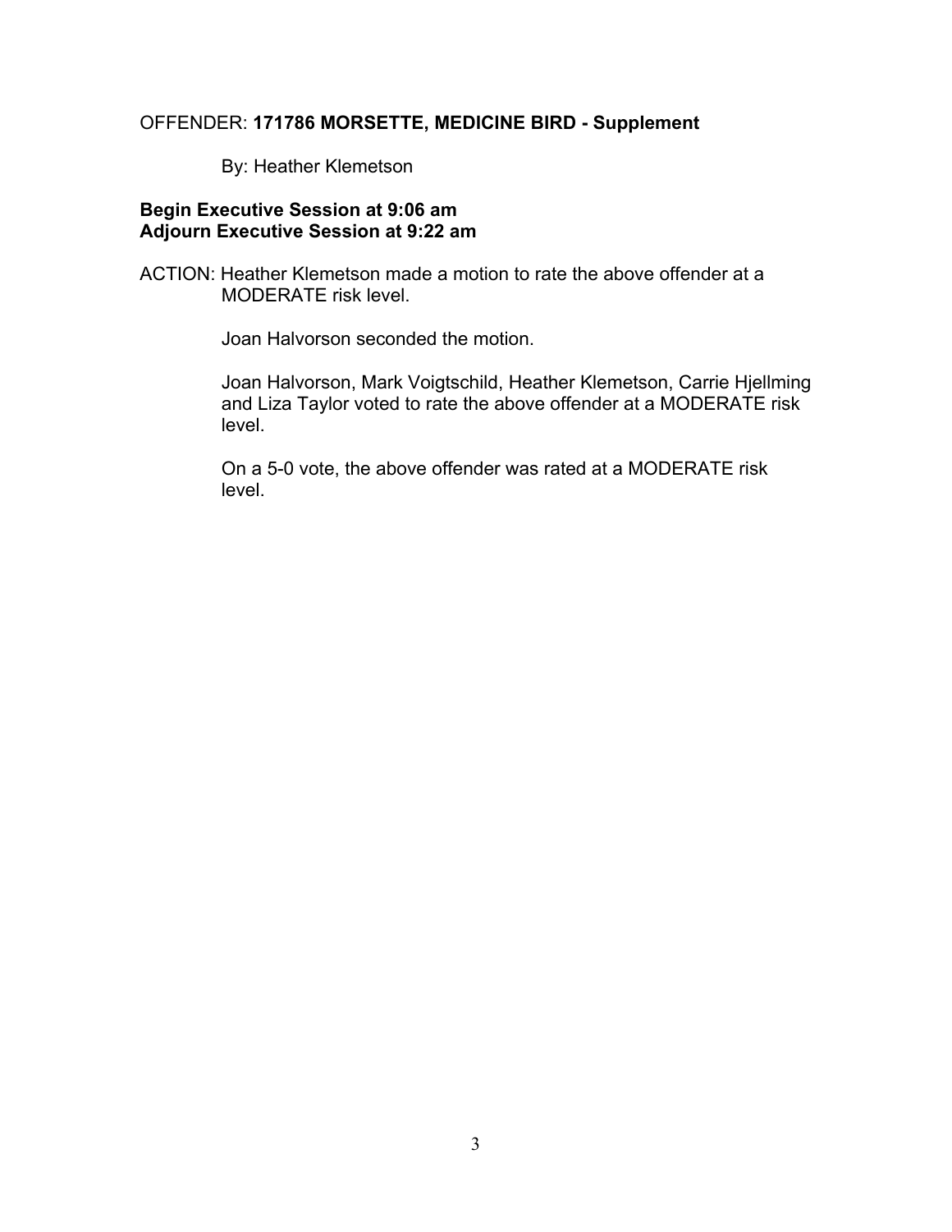OFFENDER: **171786 MORSETTE, MEDICINE BIRD - Supplement**

By: Heather Klemetson

**Begin Executive Session at 9:06 am**
**Adjourn Executive Session at 9:22 am**

ACTION: Heather Klemetson made a motion to rate the above offender at a MODERATE risk level.

Joan Halvorson seconded the motion.

Joan Halvorson, Mark Voigtschild, Heather Klemetson, Carrie Hjellming and Liza Taylor voted to rate the above offender at a MODERATE risk level.

On a 5-0 vote, the above offender was rated at a MODERATE risk level.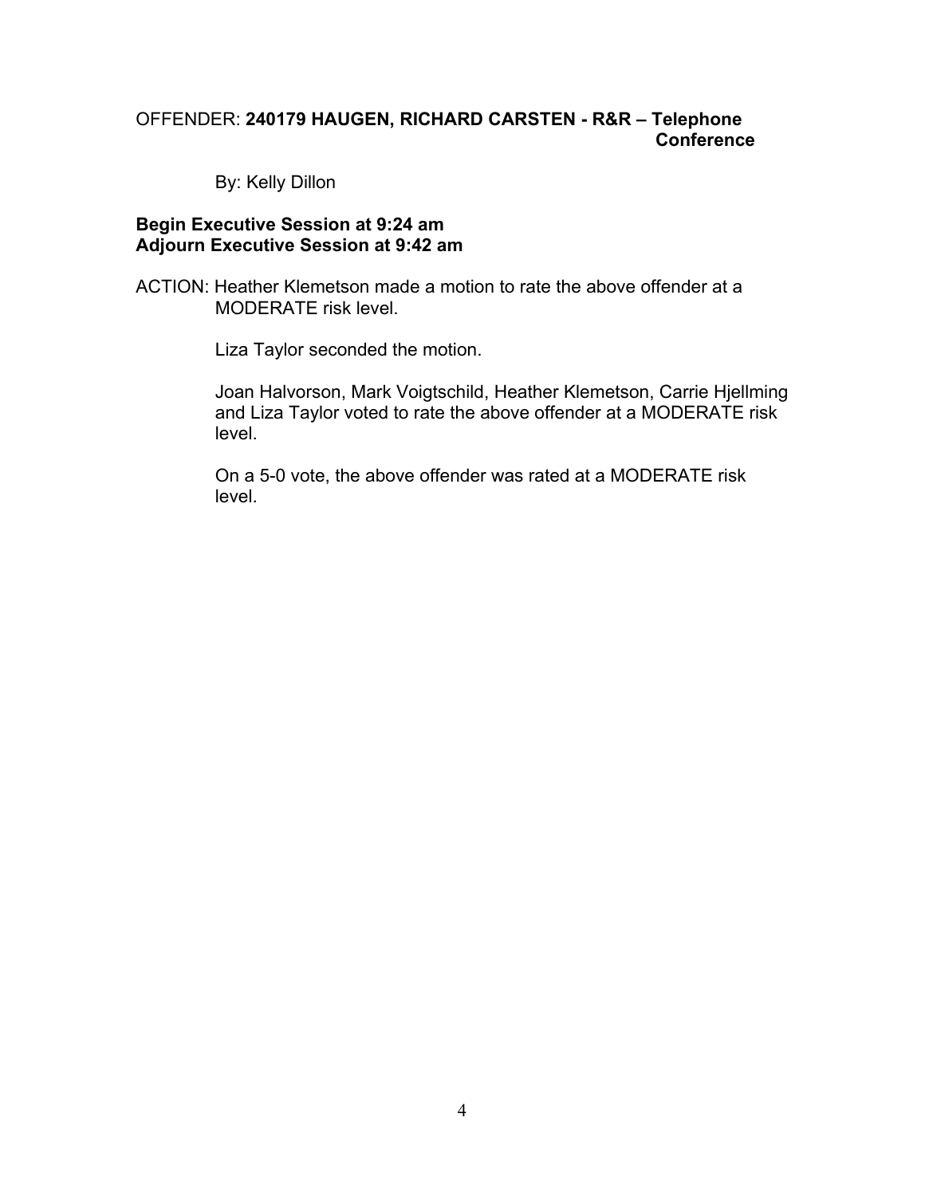OFFENDER: **240179 HAUGEN, RICHARD CARSTEN - R&R – Telephone Conference**

By: Kelly Dillon

**Begin Executive Session at 9:24 am**
**Adjourn Executive Session at 9:42 am**

ACTION: Heather Klemetson made a motion to rate the above offender at a MODERATE risk level.

Liza Taylor seconded the motion.

Joan Halvorson, Mark Voigtschild, Heather Klemetson, Carrie Hjellming and Liza Taylor voted to rate the above offender at a MODERATE risk level.

On a 5-0 vote, the above offender was rated at a MODERATE risk level.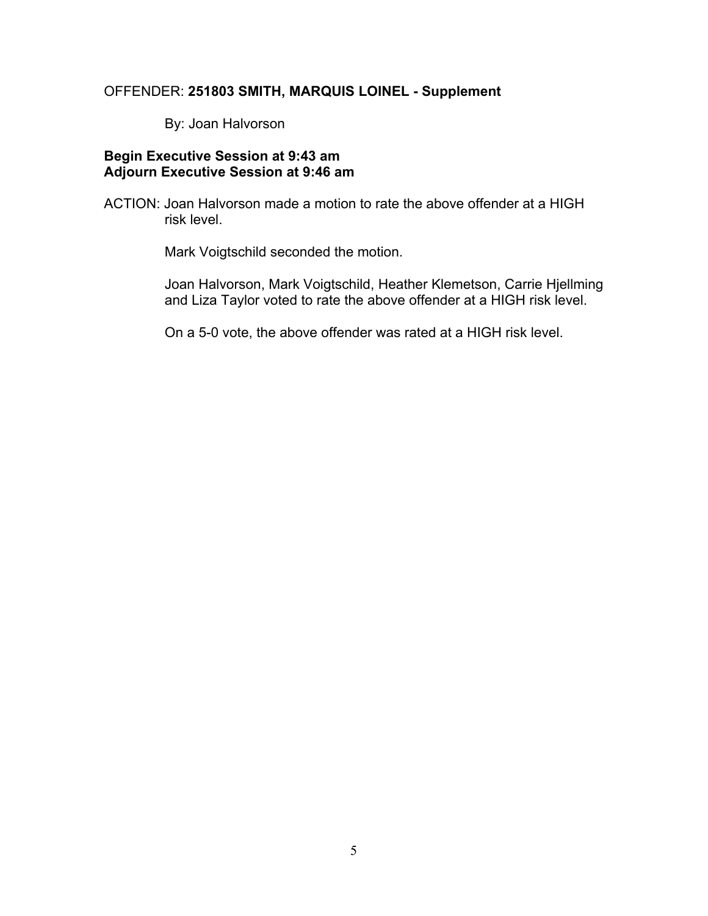OFFENDER: **251803 SMITH, MARQUIS LOINEL - Supplement**

By: Joan Halvorson

**Begin Executive Session at 9:43 am**
**Adjourn Executive Session at 9:46 am**

ACTION: Joan Halvorson made a motion to rate the above offender at a HIGH risk level.

Mark Voigtschild seconded the motion.

Joan Halvorson, Mark Voigtschild, Heather Klemetson, Carrie Hjellming and Liza Taylor voted to rate the above offender at a HIGH risk level.

On a 5-0 vote, the above offender was rated at a HIGH risk level.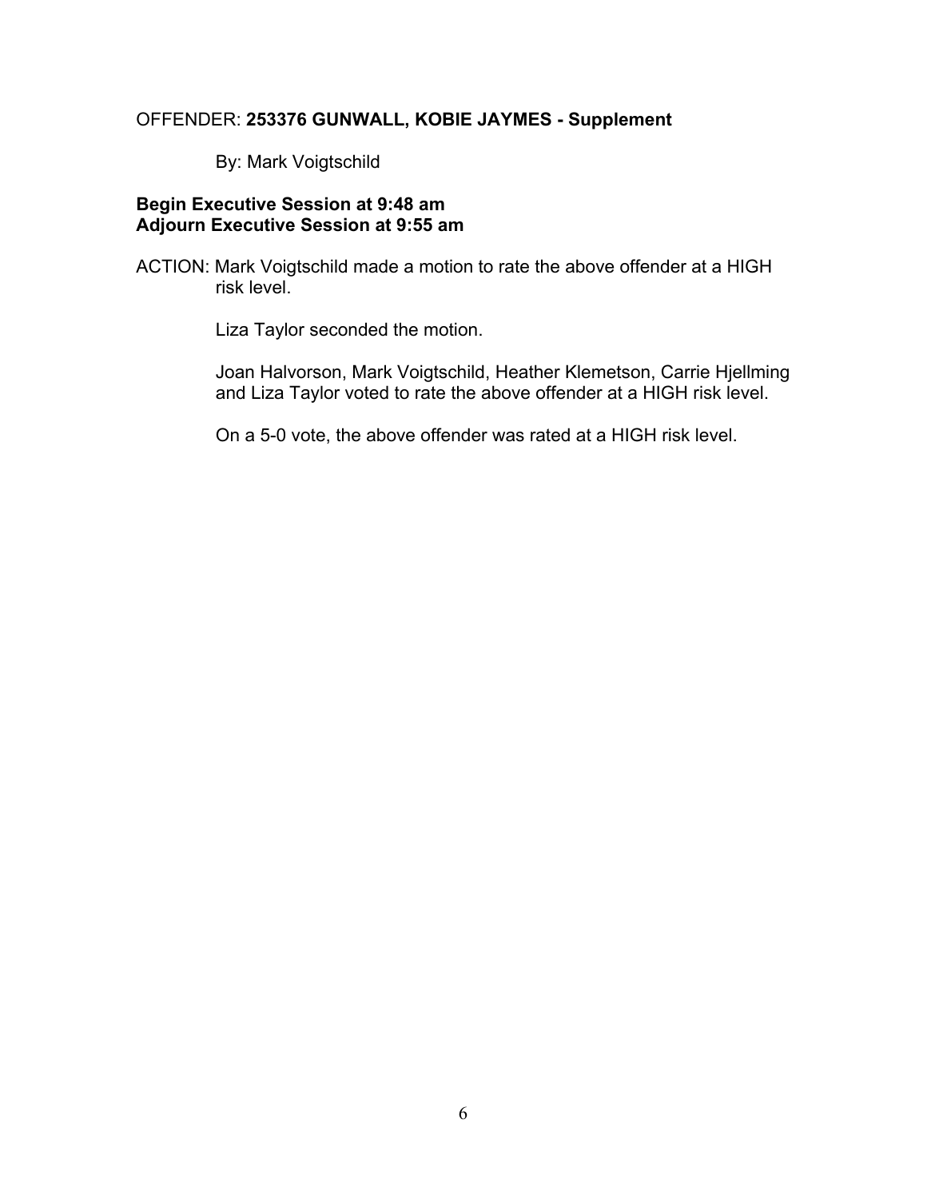OFFENDER: **253376 GUNWALL, KOBIE JAYMES - Supplement**

By: Mark Voigtschild

**Begin Executive Session at 9:48 am**
**Adjourn Executive Session at 9:55 am**

ACTION: Mark Voigtschild made a motion to rate the above offender at a HIGH risk level.

Liza Taylor seconded the motion.

Joan Halvorson, Mark Voigtschild, Heather Klemetson, Carrie Hjellming and Liza Taylor voted to rate the above offender at a HIGH risk level.

On a 5-0 vote, the above offender was rated at a HIGH risk level.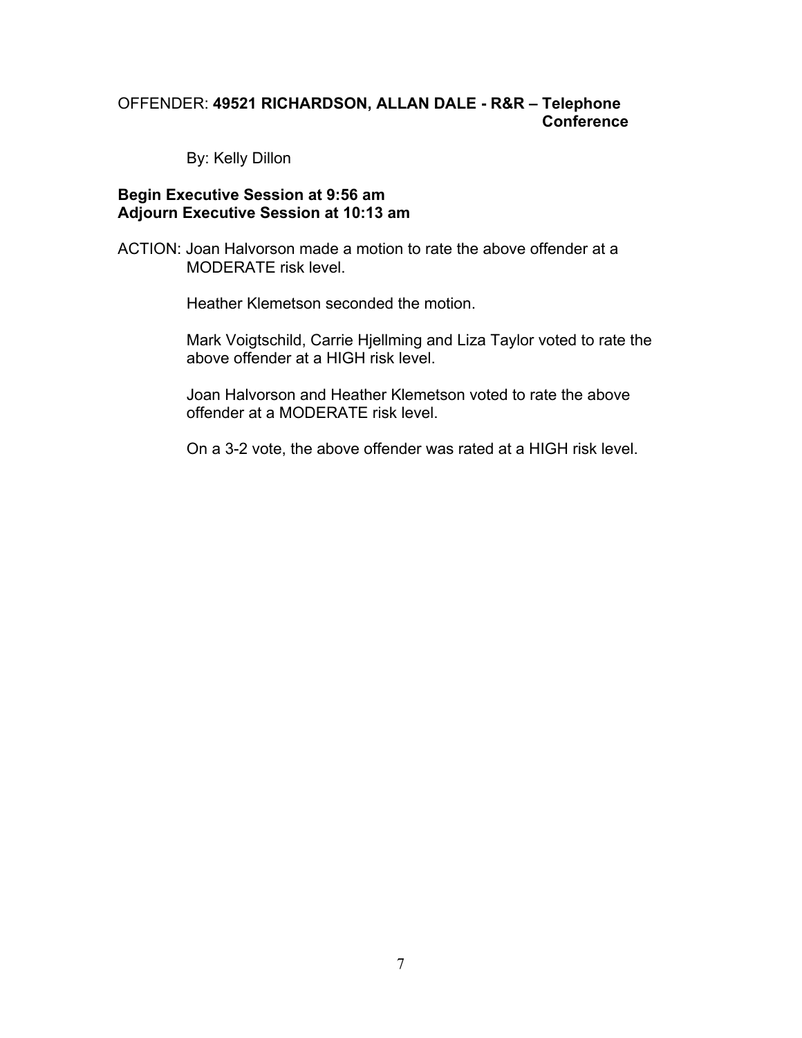OFFENDER: **49521 RICHARDSON, ALLAN DALE - R&R – Telephone Conference**

By: Kelly Dillon

**Begin Executive Session at 9:56 am**
**Adjourn Executive Session at 10:13 am**

ACTION: Joan Halvorson made a motion to rate the above offender at a MODERATE risk level.

Heather Klemetson seconded the motion.

Mark Voigtschild, Carrie Hjellming and Liza Taylor voted to rate the above offender at a HIGH risk level.

Joan Halvorson and Heather Klemetson voted to rate the above offender at a MODERATE risk level.

On a 3-2 vote, the above offender was rated at a HIGH risk level.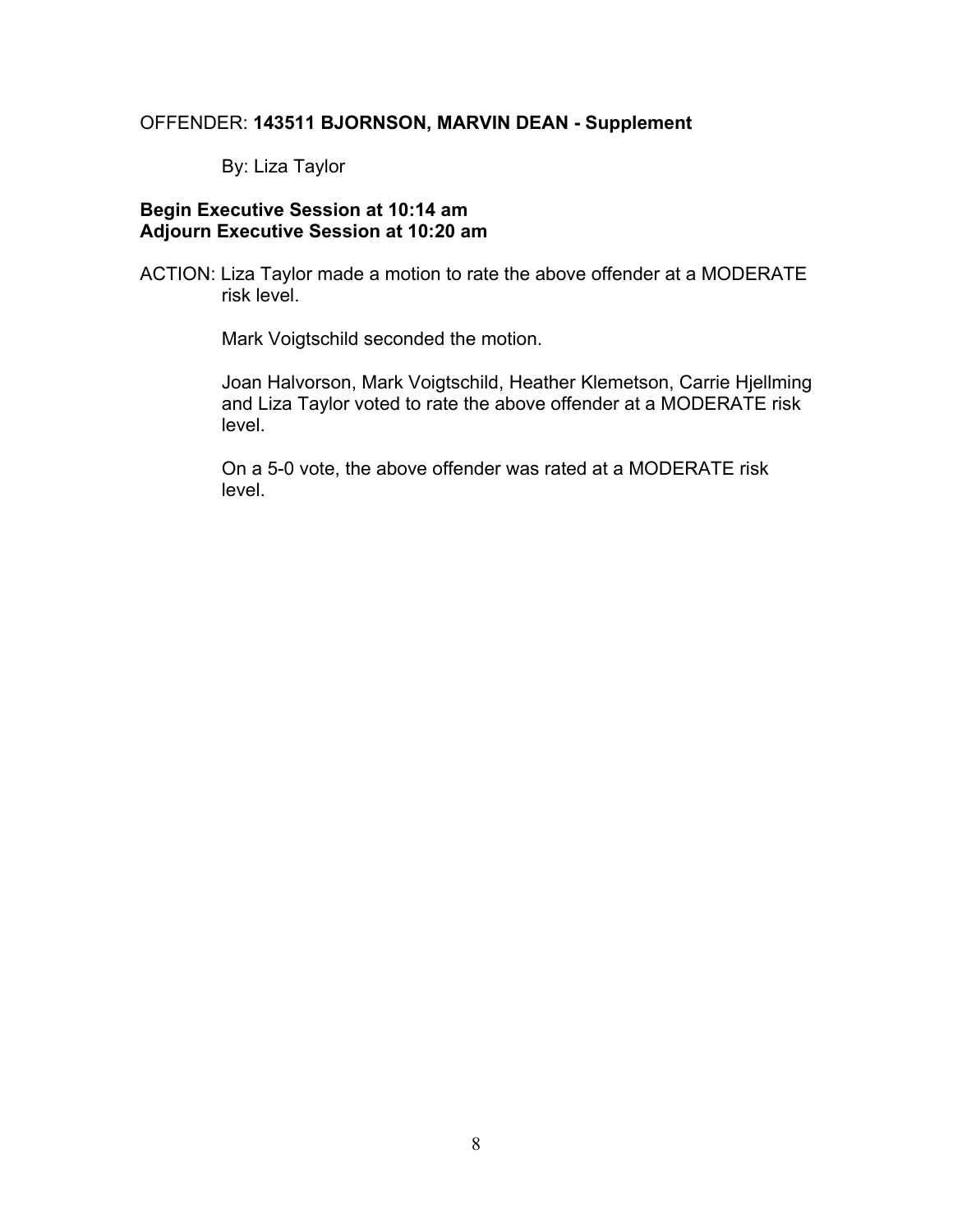OFFENDER: **143511 BJORNSON, MARVIN DEAN - Supplement**

By: Liza Taylor

**Begin Executive Session at 10:14 am**
**Adjourn Executive Session at 10:20 am**

ACTION: Liza Taylor made a motion to rate the above offender at a MODERATE risk level.

Mark Voigtschild seconded the motion.

Joan Halvorson, Mark Voigtschild, Heather Klemetson, Carrie Hjellming and Liza Taylor voted to rate the above offender at a MODERATE risk level.

On a 5-0 vote, the above offender was rated at a MODERATE risk level.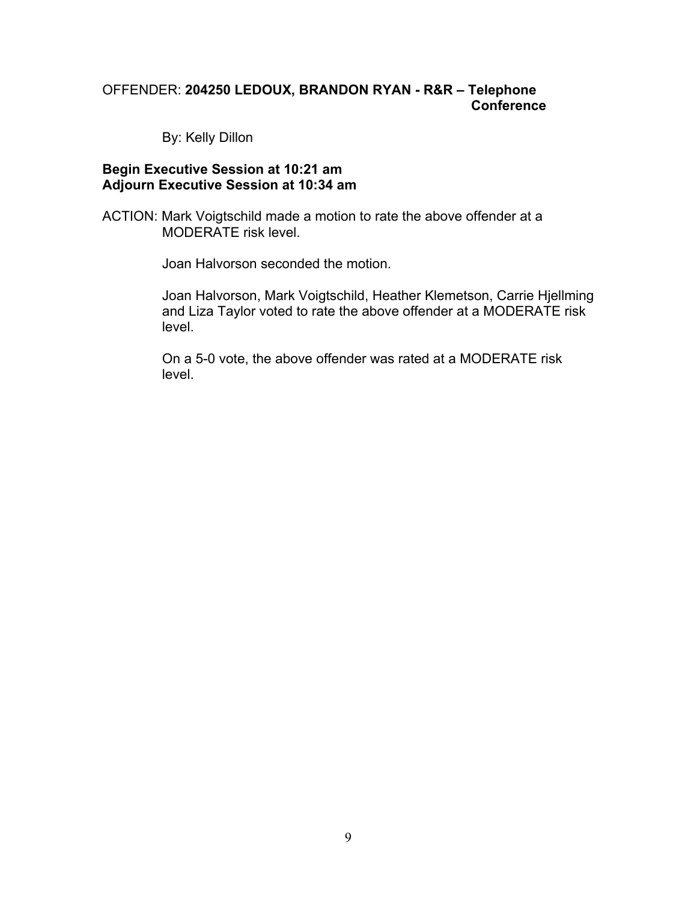OFFENDER: **204250 LEDOUX, BRANDON RYAN - R&R – Telephone Conference**

By: Kelly Dillon

**Begin Executive Session at 10:21 am**
**Adjourn Executive Session at 10:34 am**

ACTION: Mark Voigtschild made a motion to rate the above offender at a MODERATE risk level.

Joan Halvorson seconded the motion.

Joan Halvorson, Mark Voigtschild, Heather Klemetson, Carrie Hjellming and Liza Taylor voted to rate the above offender at a MODERATE risk level.

On a 5-0 vote, the above offender was rated at a MODERATE risk level.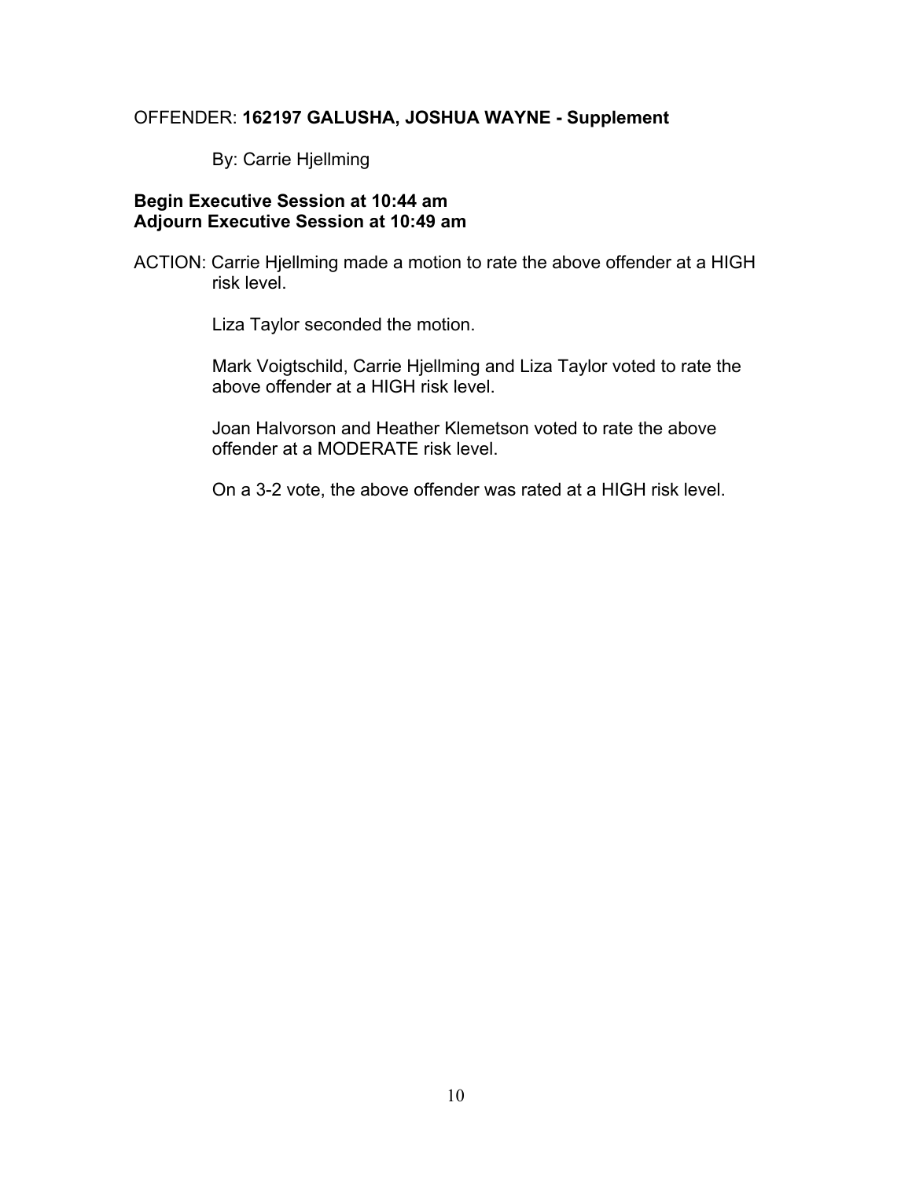OFFENDER: **162197 GALUSHA, JOSHUA WAYNE - Supplement**

By: Carrie Hjellming

**Begin Executive Session at 10:44 am**
**Adjourn Executive Session at 10:49 am**

ACTION: Carrie Hjellming made a motion to rate the above offender at a HIGH risk level.

Liza Taylor seconded the motion.

Mark Voigtschild, Carrie Hjellming and Liza Taylor voted to rate the above offender at a HIGH risk level.

Joan Halvorson and Heather Klemetson voted to rate the above offender at a MODERATE risk level.

On a 3-2 vote, the above offender was rated at a HIGH risk level.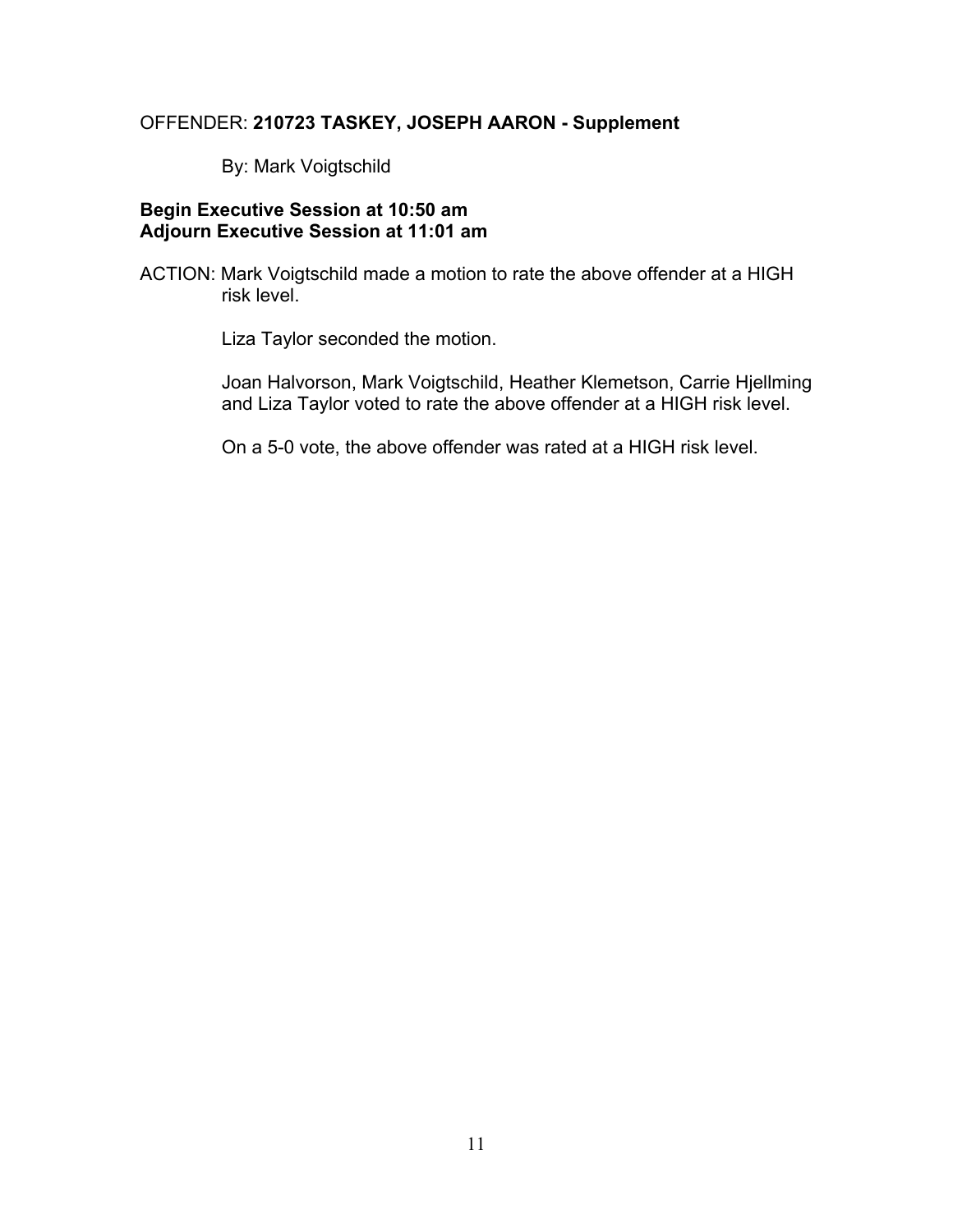OFFENDER: **210723 TASKEY, JOSEPH AARON - Supplement**

By: Mark Voigtschild

**Begin Executive Session at 10:50 am**
**Adjourn Executive Session at 11:01 am**

ACTION: Mark Voigtschild made a motion to rate the above offender at a HIGH risk level.

Liza Taylor seconded the motion.

Joan Halvorson, Mark Voigtschild, Heather Klemetson, Carrie Hjellming and Liza Taylor voted to rate the above offender at a HIGH risk level.

On a 5-0 vote, the above offender was rated at a HIGH risk level.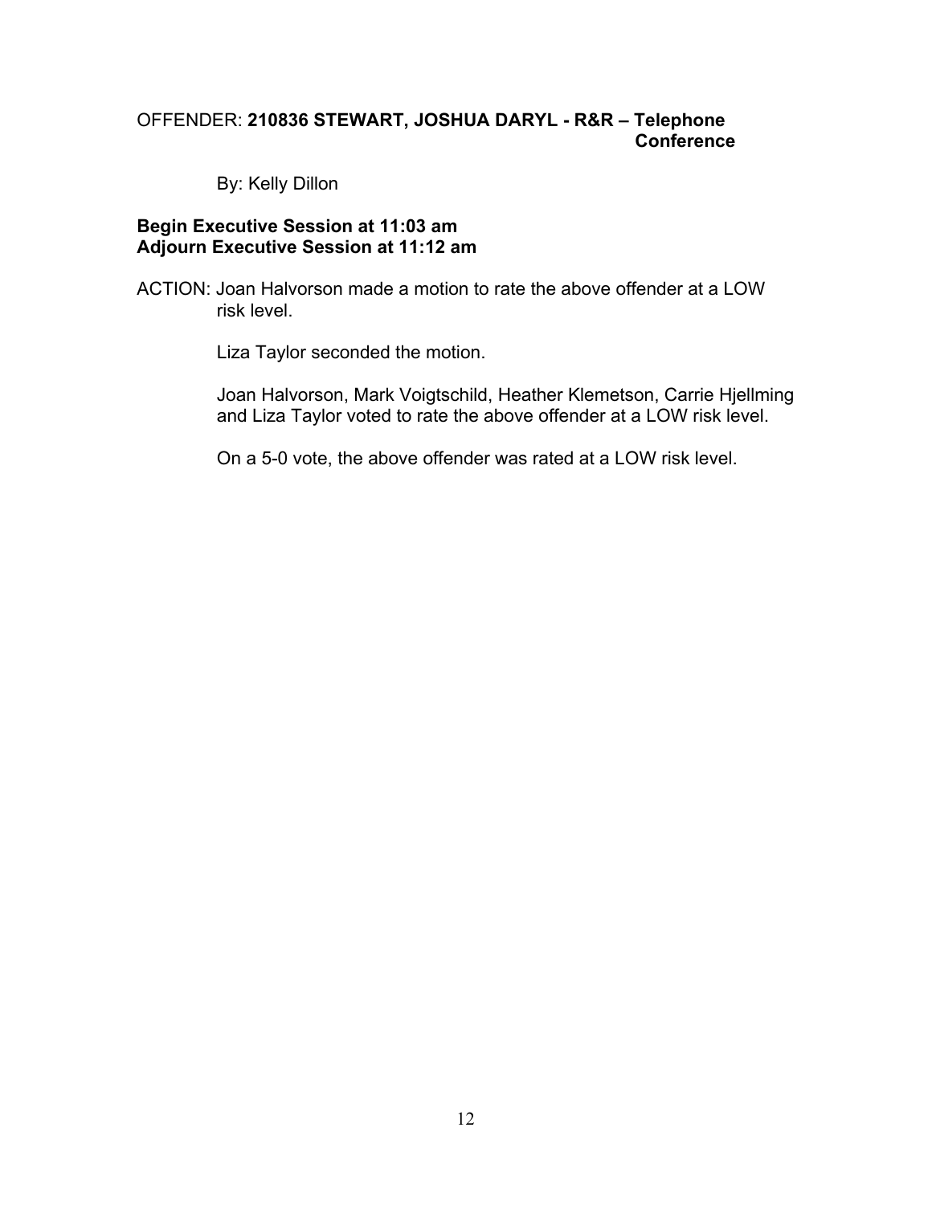OFFENDER: **210836 STEWART, JOSHUA DARYL - R&R – Telephone Conference**

By: Kelly Dillon

**Begin Executive Session at 11:03 am**
**Adjourn Executive Session at 11:12 am**

ACTION: Joan Halvorson made a motion to rate the above offender at a LOW risk level.

Liza Taylor seconded the motion.

Joan Halvorson, Mark Voigtschild, Heather Klemetson, Carrie Hjellming and Liza Taylor voted to rate the above offender at a LOW risk level.

On a 5-0 vote, the above offender was rated at a LOW risk level.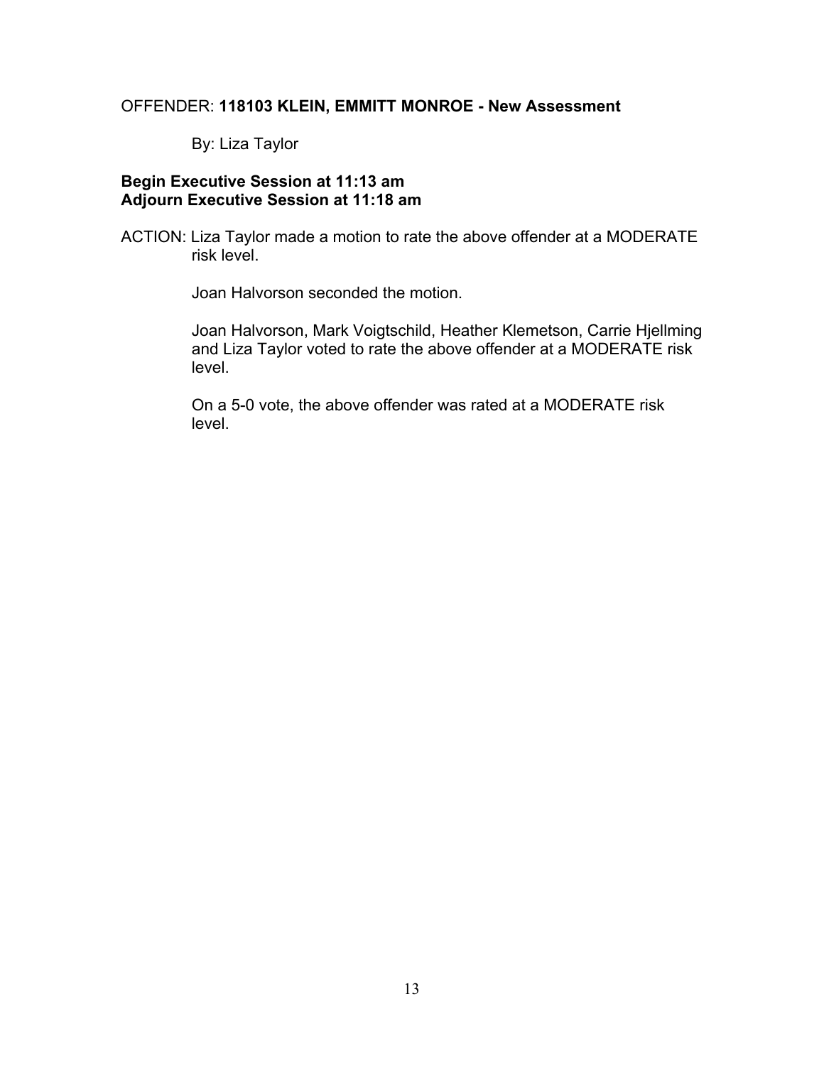OFFENDER: **118103 KLEIN, EMMITT MONROE - New Assessment**

By: Liza Taylor

**Begin Executive Session at 11:13 am**
**Adjourn Executive Session at 11:18 am**

ACTION: Liza Taylor made a motion to rate the above offender at a MODERATE risk level.

Joan Halvorson seconded the motion.

Joan Halvorson, Mark Voigtschild, Heather Klemetson, Carrie Hjellming and Liza Taylor voted to rate the above offender at a MODERATE risk level.

On a 5-0 vote, the above offender was rated at a MODERATE risk level.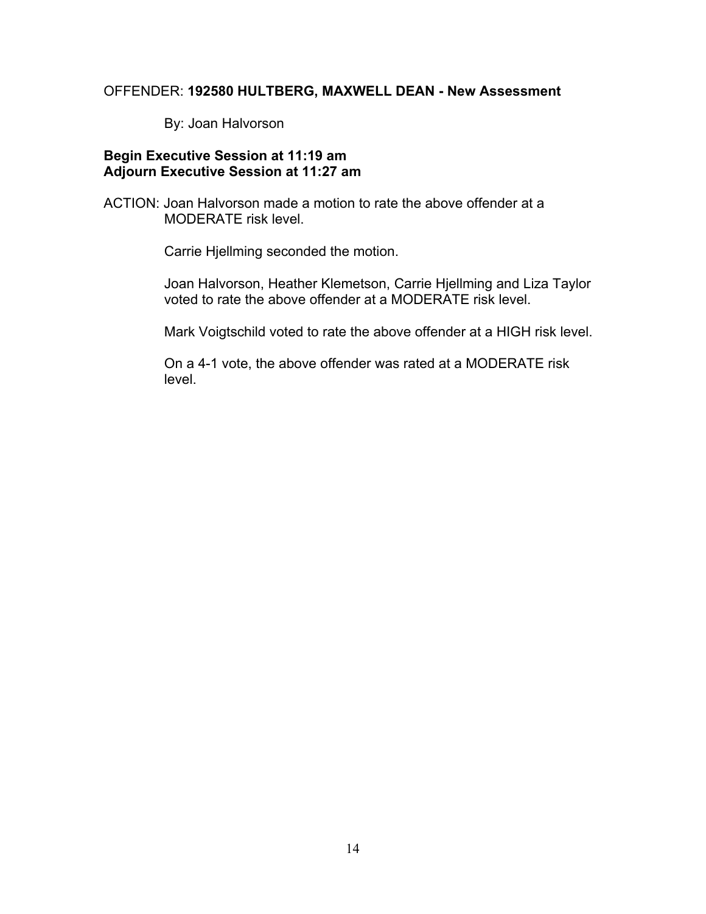OFFENDER: **192580 HULTBERG, MAXWELL DEAN - New Assessment**

By: Joan Halvorson

**Begin Executive Session at 11:19 am**
**Adjourn Executive Session at 11:27 am**

ACTION: Joan Halvorson made a motion to rate the above offender at a MODERATE risk level.

Carrie Hjellming seconded the motion.

Joan Halvorson, Heather Klemetson, Carrie Hjellming and Liza Taylor voted to rate the above offender at a MODERATE risk level.

Mark Voigtschild voted to rate the above offender at a HIGH risk level.

On a 4-1 vote, the above offender was rated at a MODERATE risk level.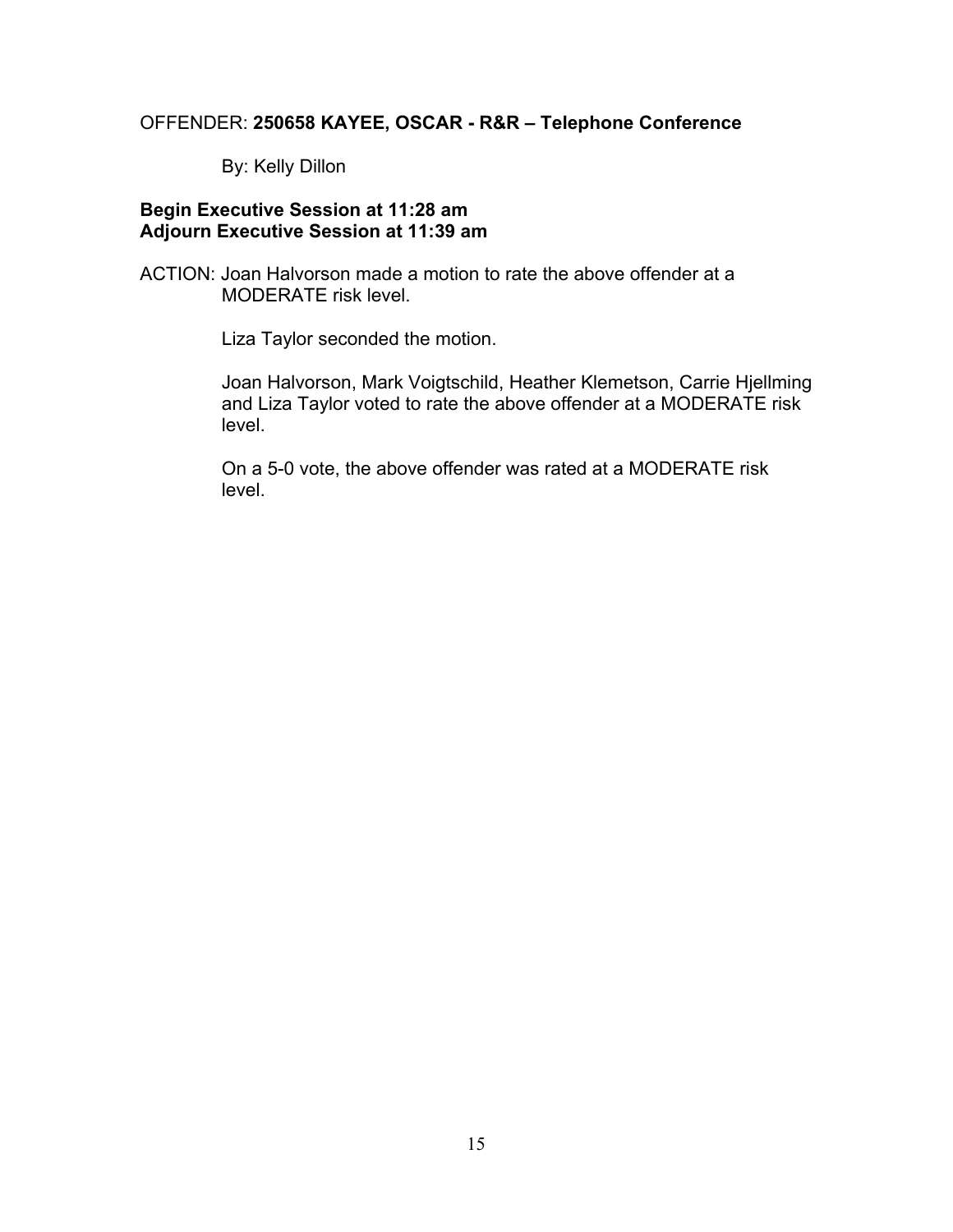OFFENDER: **250658 KAYEE, OSCAR - R&R – Telephone Conference**

By: Kelly Dillon

**Begin Executive Session at 11:28 am**
**Adjourn Executive Session at 11:39 am**

ACTION: Joan Halvorson made a motion to rate the above offender at a MODERATE risk level.

Liza Taylor seconded the motion.

Joan Halvorson, Mark Voigtschild, Heather Klemetson, Carrie Hjellming and Liza Taylor voted to rate the above offender at a MODERATE risk level.

On a 5-0 vote, the above offender was rated at a MODERATE risk level.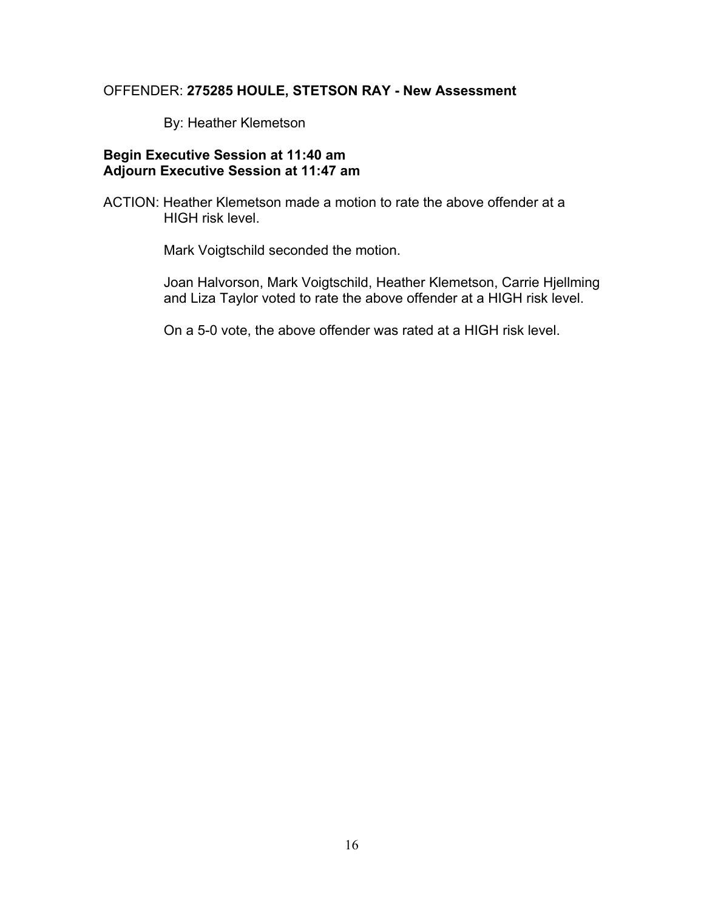OFFENDER: **275285 HOULE, STETSON RAY - New Assessment**

By: Heather Klemetson

**Begin Executive Session at 11:40 am**
**Adjourn Executive Session at 11:47 am**

ACTION: Heather Klemetson made a motion to rate the above offender at a HIGH risk level.

Mark Voigtschild seconded the motion.

Joan Halvorson, Mark Voigtschild, Heather Klemetson, Carrie Hjellming and Liza Taylor voted to rate the above offender at a HIGH risk level.

On a 5-0 vote, the above offender was rated at a HIGH risk level.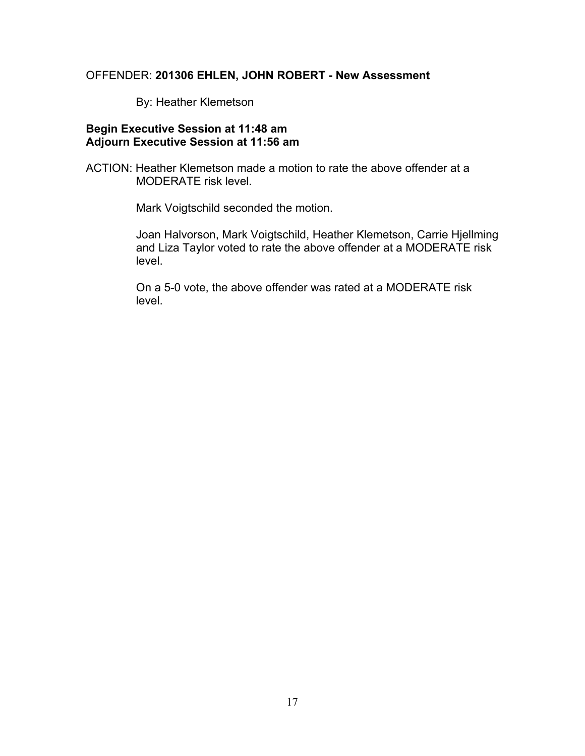OFFENDER: **201306 EHLEN, JOHN ROBERT - New Assessment**

By: Heather Klemetson

**Begin Executive Session at 11:48 am**
**Adjourn Executive Session at 11:56 am**

ACTION: Heather Klemetson made a motion to rate the above offender at a MODERATE risk level.

Mark Voigtschild seconded the motion.

Joan Halvorson, Mark Voigtschild, Heather Klemetson, Carrie Hjellming and Liza Taylor voted to rate the above offender at a MODERATE risk level.

On a 5-0 vote, the above offender was rated at a MODERATE risk level.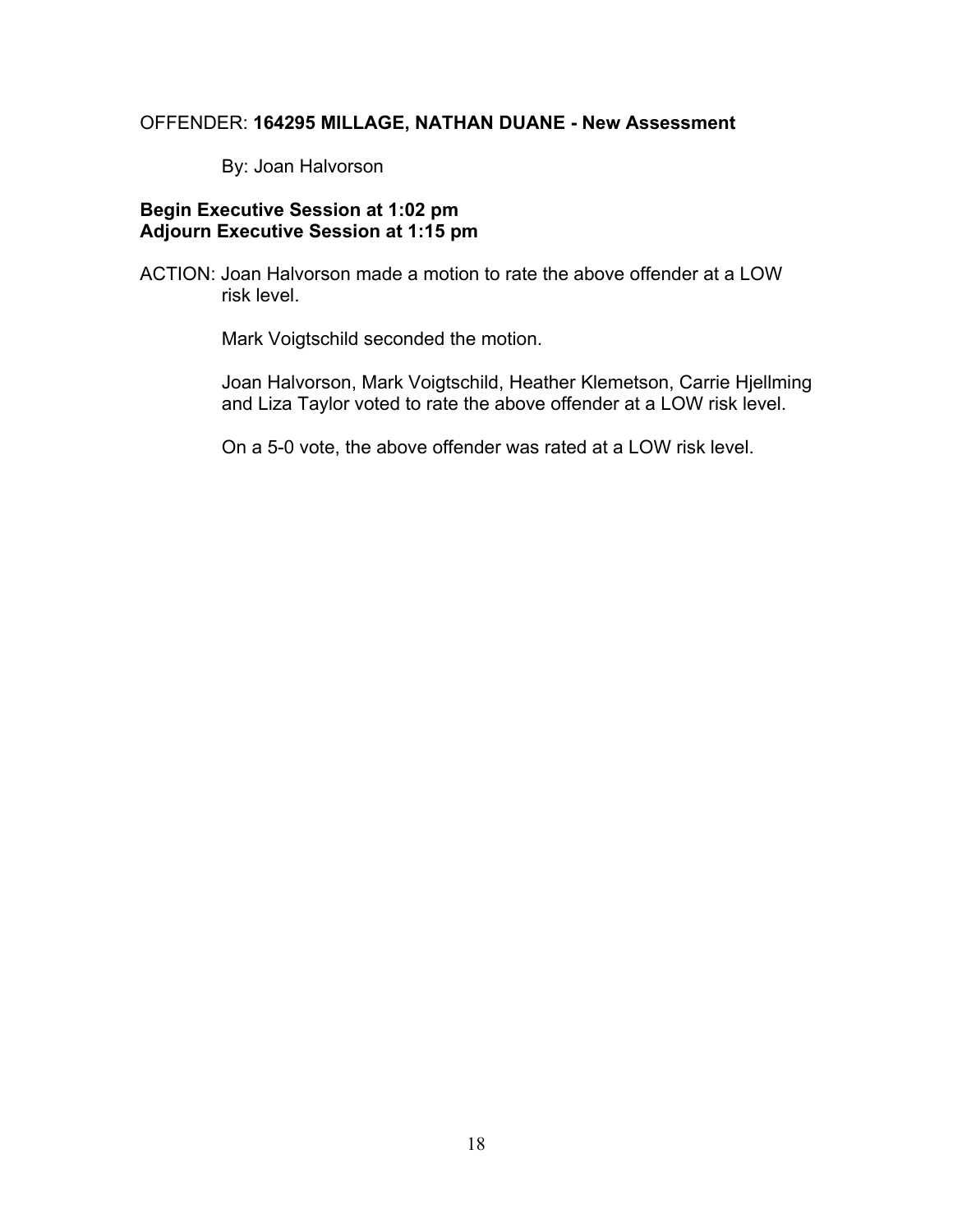OFFENDER: **164295 MILLAGE, NATHAN DUANE - New Assessment**

By: Joan Halvorson

**Begin Executive Session at 1:02 pm**
**Adjourn Executive Session at 1:15 pm**

ACTION: Joan Halvorson made a motion to rate the above offender at a LOW risk level.

Mark Voigtschild seconded the motion.

Joan Halvorson, Mark Voigtschild, Heather Klemetson, Carrie Hjellming and Liza Taylor voted to rate the above offender at a LOW risk level.

On a 5-0 vote, the above offender was rated at a LOW risk level.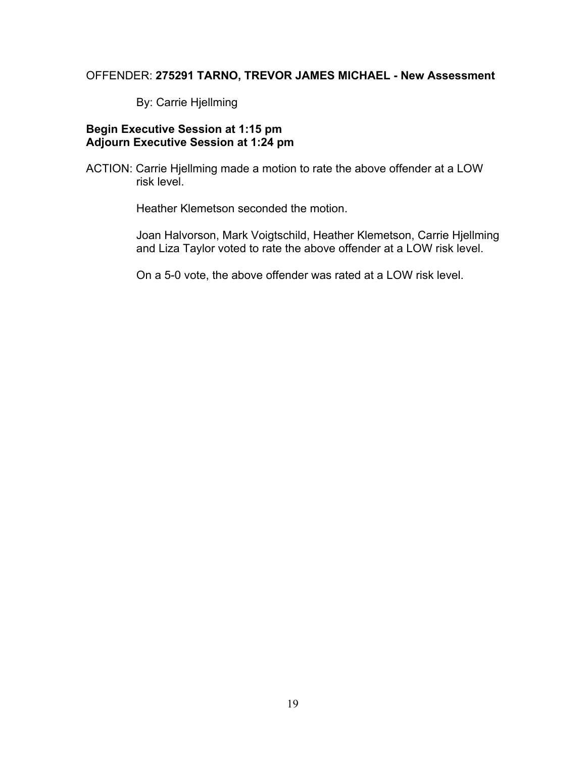OFFENDER: **275291 TARNO, TREVOR JAMES MICHAEL - New Assessment**

By: Carrie Hjellming

**Begin Executive Session at 1:15 pm**
**Adjourn Executive Session at 1:24 pm**

ACTION: Carrie Hjellming made a motion to rate the above offender at a LOW risk level.

Heather Klemetson seconded the motion.

Joan Halvorson, Mark Voigtschild, Heather Klemetson, Carrie Hjellming and Liza Taylor voted to rate the above offender at a LOW risk level.

On a 5-0 vote, the above offender was rated at a LOW risk level.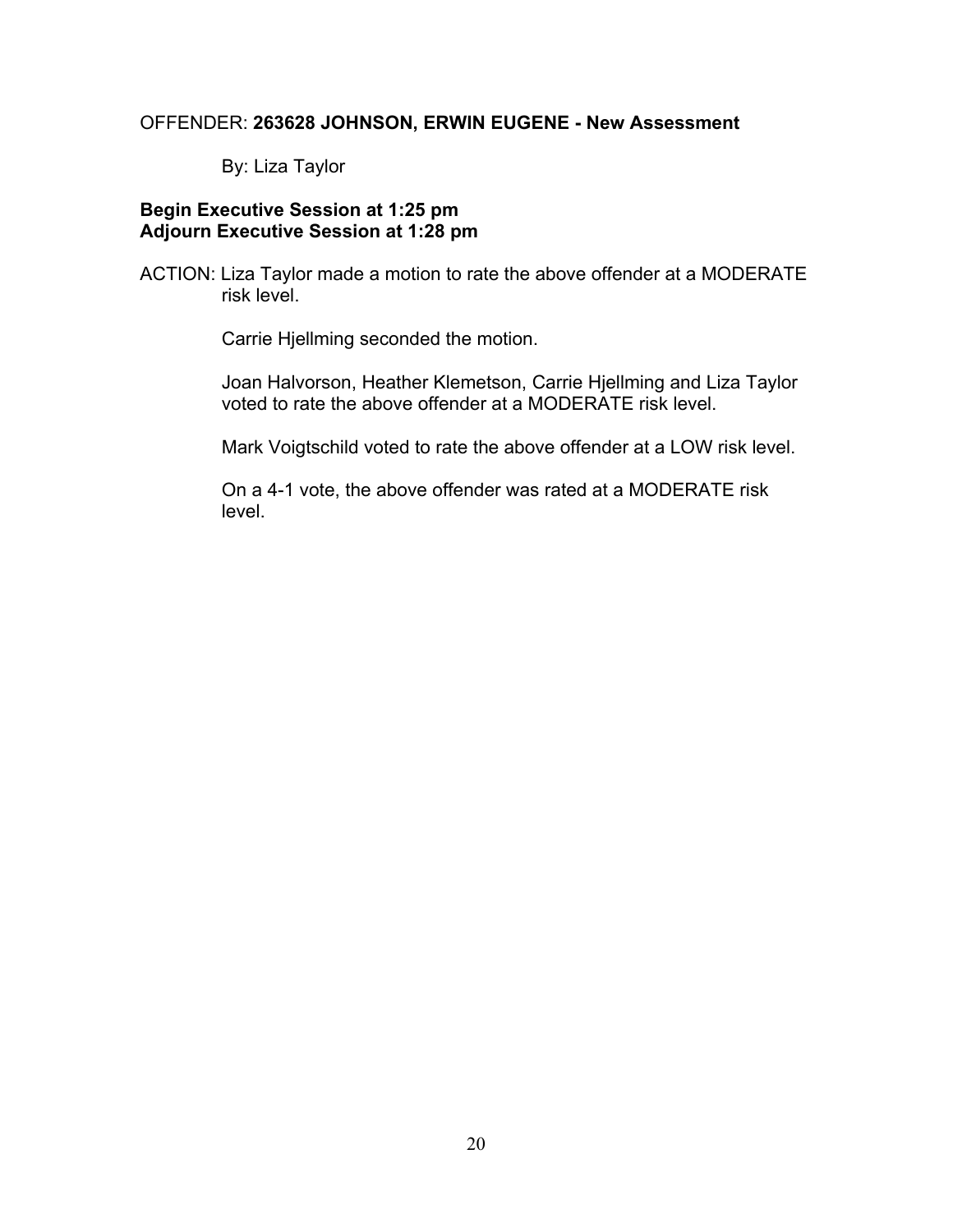OFFENDER: **263628 JOHNSON, ERWIN EUGENE - New Assessment**

By: Liza Taylor

**Begin Executive Session at 1:25 pm**
**Adjourn Executive Session at 1:28 pm**

ACTION: Liza Taylor made a motion to rate the above offender at a MODERATE risk level.

Carrie Hjellming seconded the motion.

Joan Halvorson, Heather Klemetson, Carrie Hjellming and Liza Taylor voted to rate the above offender at a MODERATE risk level.

Mark Voigtschild voted to rate the above offender at a LOW risk level.

On a 4-1 vote, the above offender was rated at a MODERATE risk level.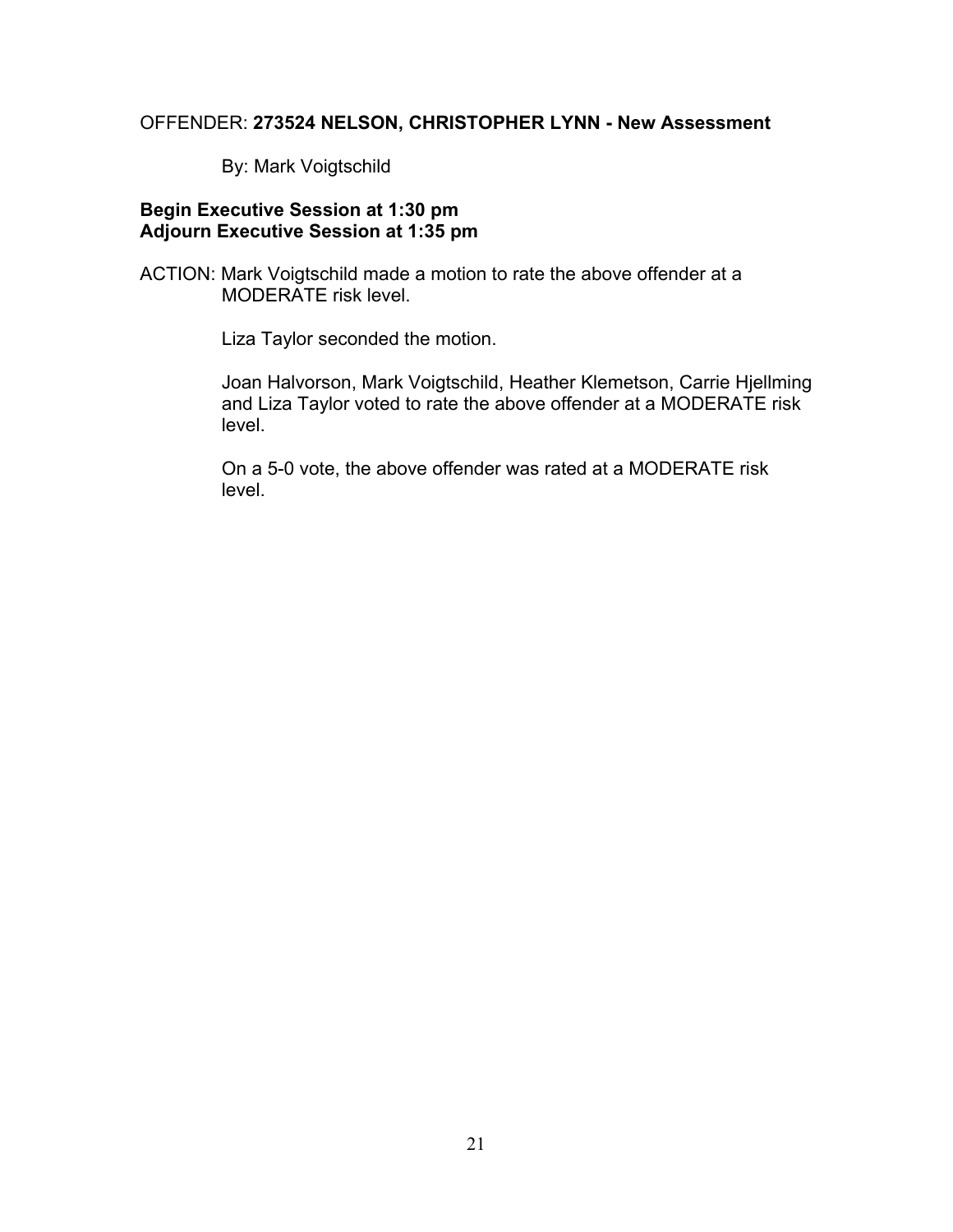OFFENDER: **273524 NELSON, CHRISTOPHER LYNN - New Assessment**

By: Mark Voigtschild

**Begin Executive Session at 1:30 pm**
**Adjourn Executive Session at 1:35 pm**

ACTION: Mark Voigtschild made a motion to rate the above offender at a MODERATE risk level.

Liza Taylor seconded the motion.

Joan Halvorson, Mark Voigtschild, Heather Klemetson, Carrie Hjellming and Liza Taylor voted to rate the above offender at a MODERATE risk level.

On a 5-0 vote, the above offender was rated at a MODERATE risk level.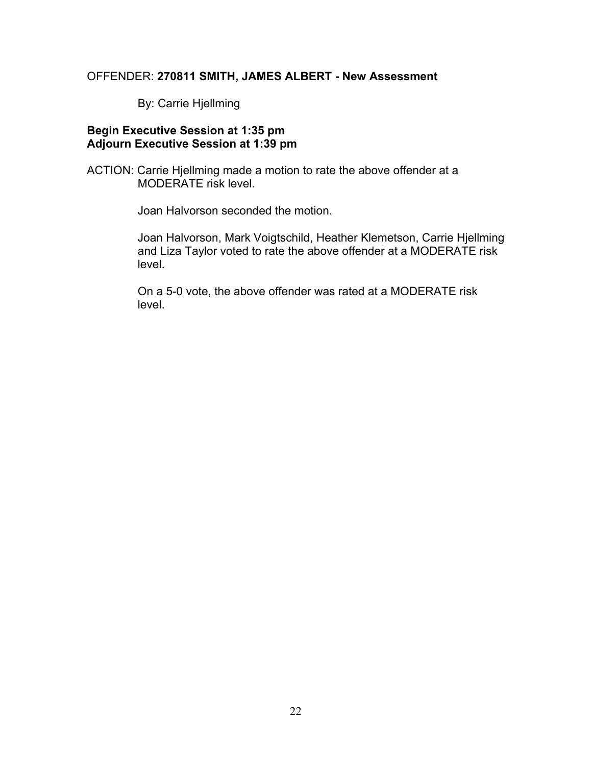OFFENDER: **270811 SMITH, JAMES ALBERT - New Assessment**

By: Carrie Hjellming

**Begin Executive Session at 1:35 pm**
**Adjourn Executive Session at 1:39 pm**

ACTION: Carrie Hjellming made a motion to rate the above offender at a MODERATE risk level.

Joan Halvorson seconded the motion.

Joan Halvorson, Mark Voigtschild, Heather Klemetson, Carrie Hjellming and Liza Taylor voted to rate the above offender at a MODERATE risk level.

On a 5-0 vote, the above offender was rated at a MODERATE risk level.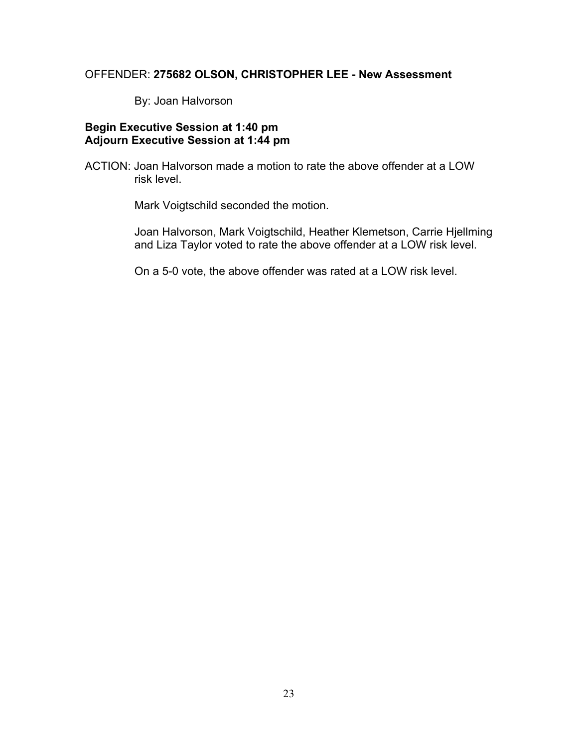OFFENDER: **275682 OLSON, CHRISTOPHER LEE - New Assessment**

By: Joan Halvorson

**Begin Executive Session at 1:40 pm**
**Adjourn Executive Session at 1:44 pm**

ACTION: Joan Halvorson made a motion to rate the above offender at a LOW risk level.

Mark Voigtschild seconded the motion.

Joan Halvorson, Mark Voigtschild, Heather Klemetson, Carrie Hjellming and Liza Taylor voted to rate the above offender at a LOW risk level.

On a 5-0 vote, the above offender was rated at a LOW risk level.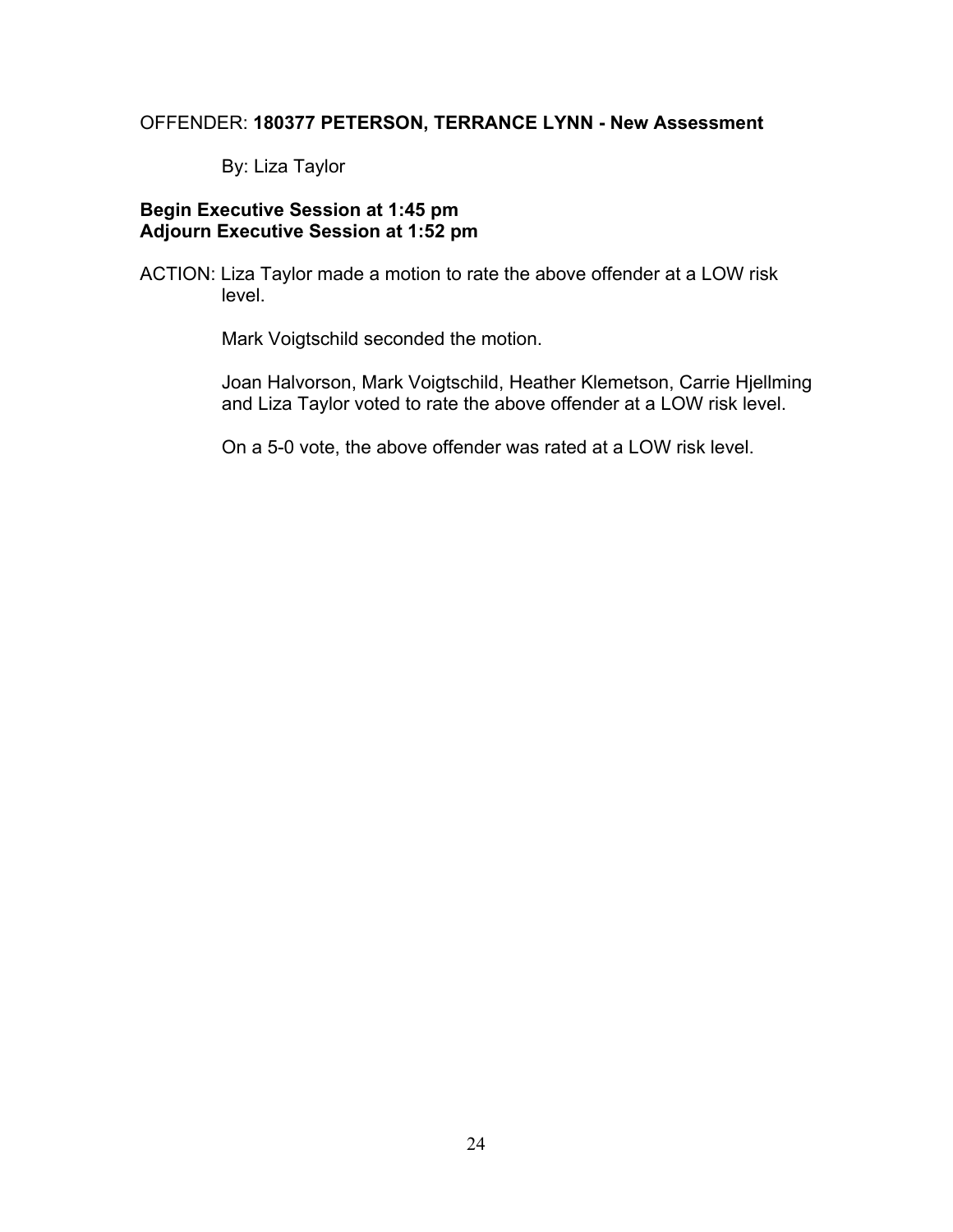OFFENDER: **180377 PETERSON, TERRANCE LYNN - New Assessment**

By: Liza Taylor

**Begin Executive Session at 1:45 pm**
**Adjourn Executive Session at 1:52 pm**

ACTION: Liza Taylor made a motion to rate the above offender at a LOW risk level.

Mark Voigtschild seconded the motion.

Joan Halvorson, Mark Voigtschild, Heather Klemetson, Carrie Hjellming and Liza Taylor voted to rate the above offender at a LOW risk level.

On a 5-0 vote, the above offender was rated at a LOW risk level.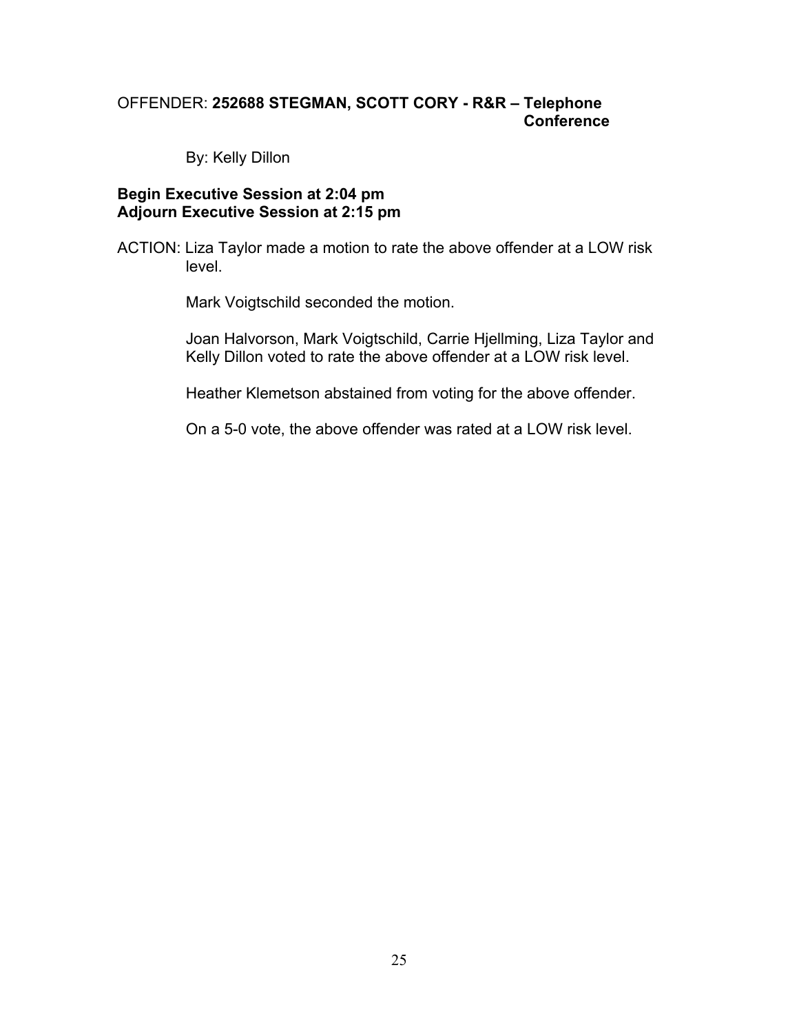OFFENDER: **252688 STEGMAN, SCOTT CORY - R&R – Telephone Conference**

By: Kelly Dillon

**Begin Executive Session at 2:04 pm**
**Adjourn Executive Session at 2:15 pm**

ACTION: Liza Taylor made a motion to rate the above offender at a LOW risk level.

Mark Voigtschild seconded the motion.

Joan Halvorson, Mark Voigtschild, Carrie Hjellming, Liza Taylor and Kelly Dillon voted to rate the above offender at a LOW risk level.

Heather Klemetson abstained from voting for the above offender.

On a 5-0 vote, the above offender was rated at a LOW risk level.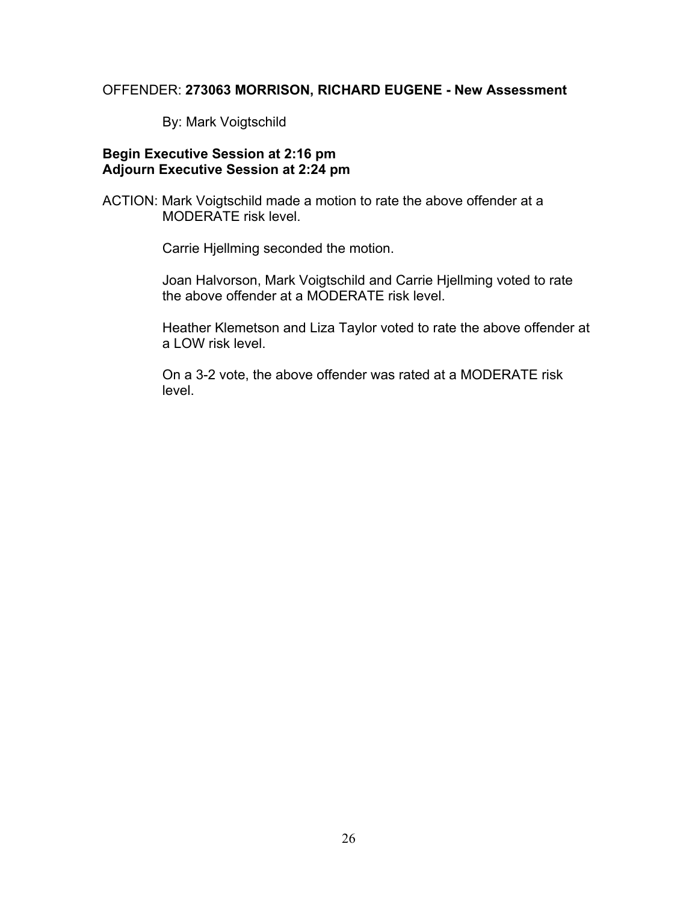OFFENDER: **273063 MORRISON, RICHARD EUGENE - New Assessment**

By: Mark Voigtschild

**Begin Executive Session at 2:16 pm**
**Adjourn Executive Session at 2:24 pm**

ACTION: Mark Voigtschild made a motion to rate the above offender at a MODERATE risk level.

Carrie Hjellming seconded the motion.

Joan Halvorson, Mark Voigtschild and Carrie Hjellming voted to rate the above offender at a MODERATE risk level.

Heather Klemetson and Liza Taylor voted to rate the above offender at a LOW risk level.

On a 3-2 vote, the above offender was rated at a MODERATE risk level.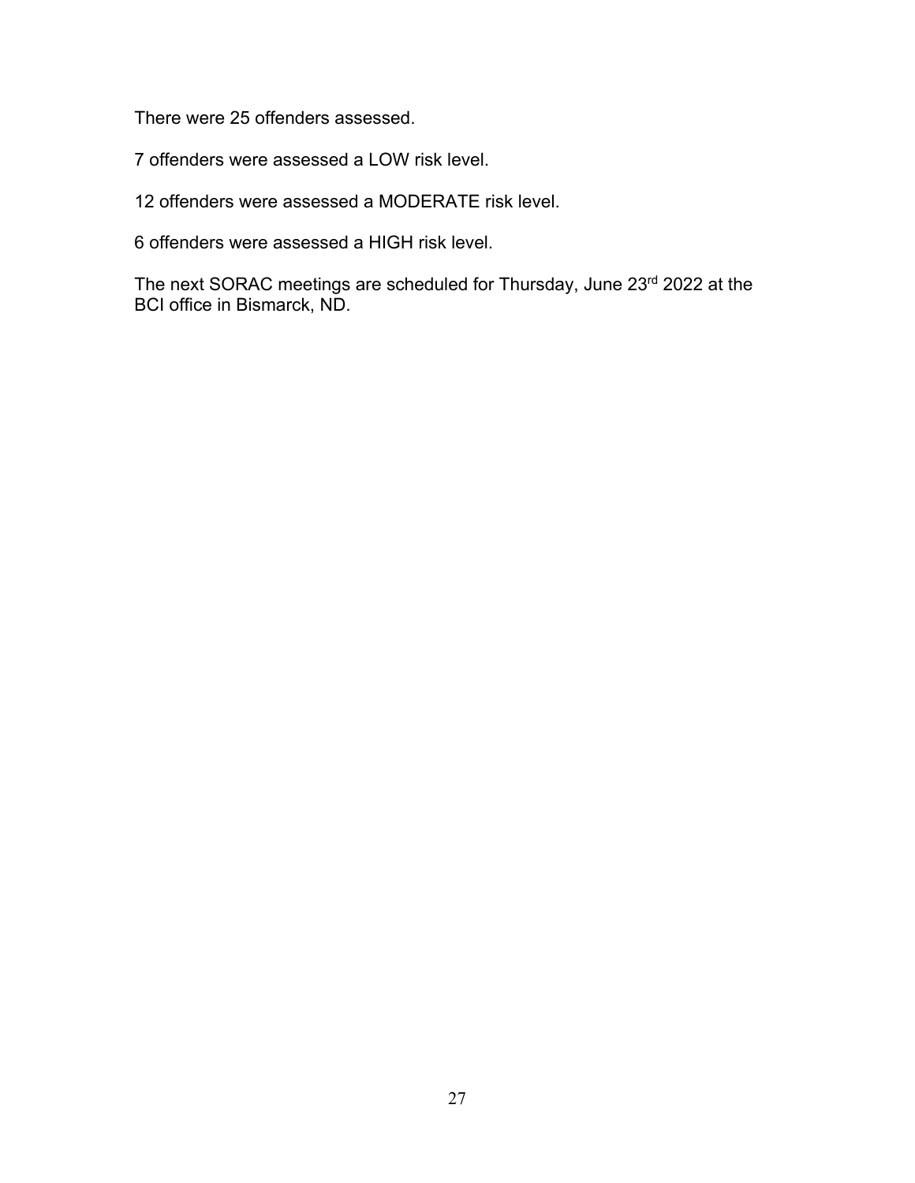There were 25 offenders assessed.

7 offenders were assessed a LOW risk level.

12 offenders were assessed a MODERATE risk level.

6 offenders were assessed a HIGH risk level.

The next SORAC meetings are scheduled for Thursday, June 23rd 2022 at the BCI office in Bismarck, ND.